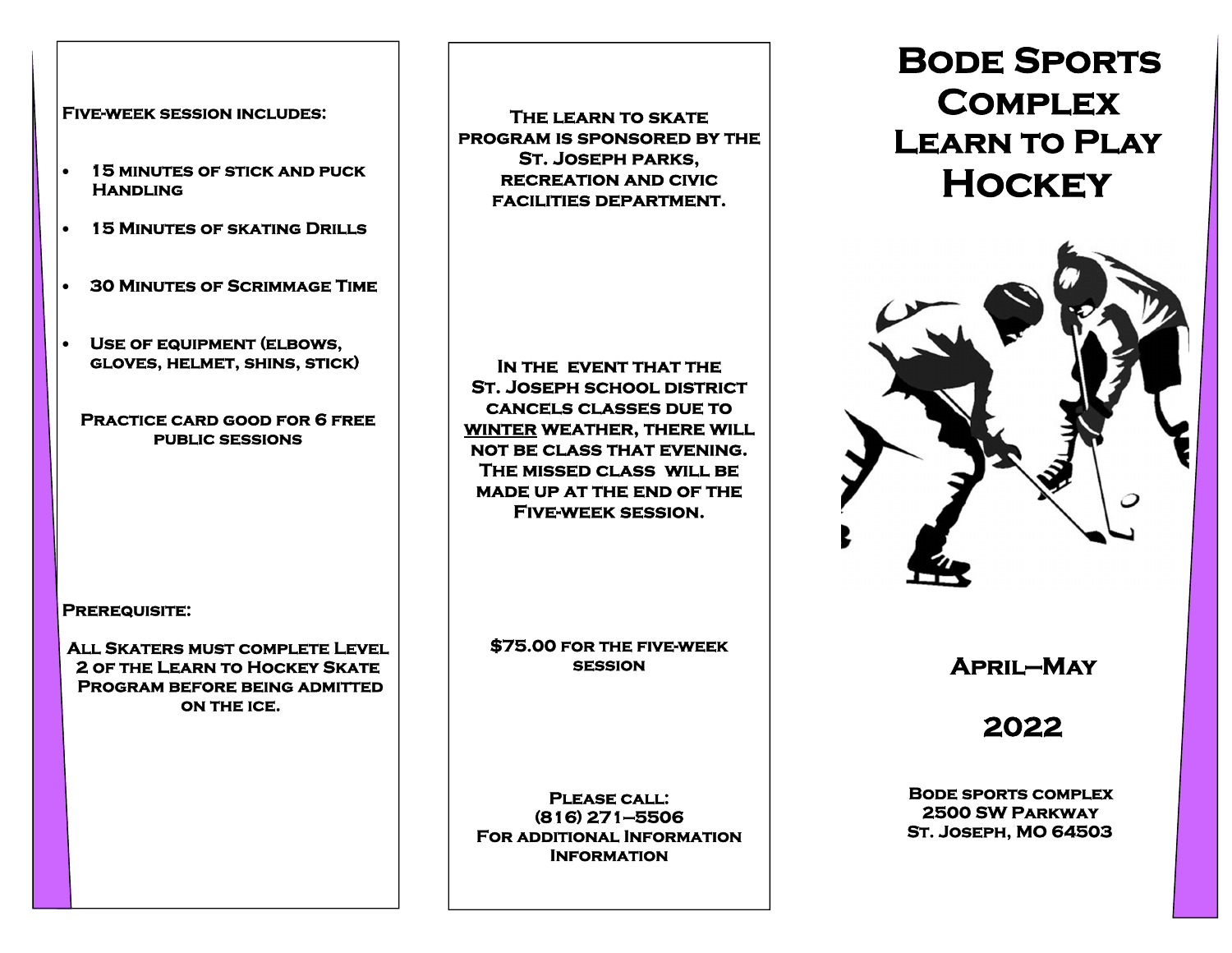# Bode Sports Complex Learn to Play Hockey

April–May

2022

Bode sports complex
2500 SW Parkway
St. Joseph, MO 64503

**Five-week session includes:**

- 15 minutes of stick and puck Handling
- 15 Minutes of skating Drills
- 30 Minutes of Scrimmage Time
- Use of equipment (elbows, gloves, helmet, shins, stick)

Practice card good for 6 free public sessions

**Prerequisite:**

All Skaters must complete Level 2 of the Learn to Hockey Skate Program before being admitted on the ice.

The learn to skate program is sponsored by the St. Joseph parks, recreation and civic facilities department.

In the event that the St. Joseph school district cancels classes due to <u>winter</u> weather, there will not be class that evening. The missed class will be made up at the end of the Five-week session.

$75.00 for the five-week session

Please call:
(816) 271–5506
For additional Information Information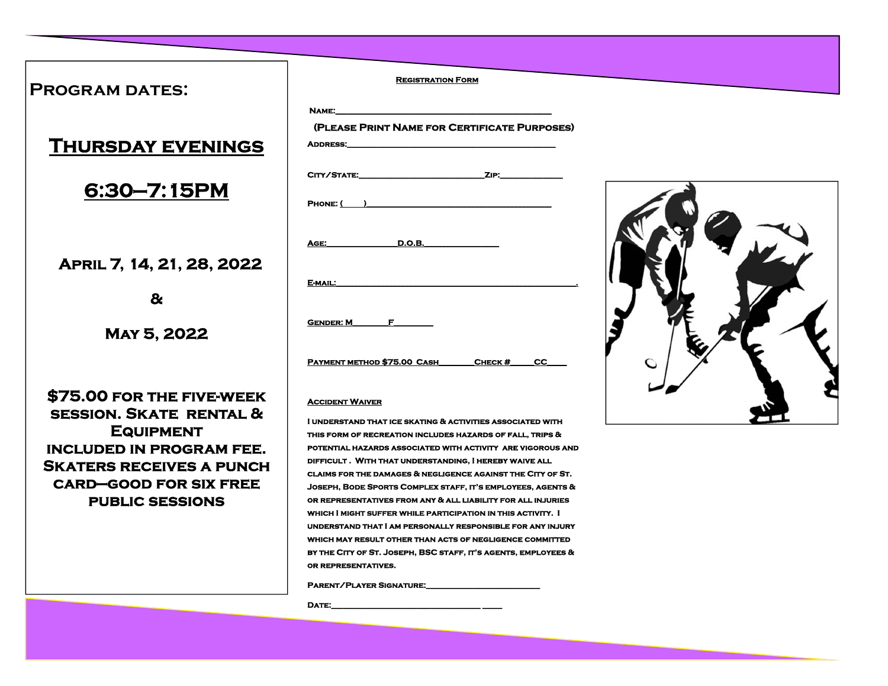## Program dates:

## Thursday evenings

## 6:30–7:15PM

**April 7, 14, 21, 28, 2022**

**&**

**May 5, 2022**

**$75.00 for the five-week session. Skate rental & Equipment included in program fee. Skaters receives a punch card—good for six free public sessions**

### Registration Form

Name:\_\_\_\_\_\_\_\_\_\_\_\_\_\_\_\_\_\_\_\_\_\_\_\_\_\_\_\_\_\_\_\_\_\_\_\_\_\_\_\_

(Please Print Name for Certificate Purposes)

Address:\_\_\_\_\_\_\_\_\_\_\_\_\_\_\_\_\_\_\_\_\_\_\_\_\_\_\_\_\_\_\_\_\_\_\_\_\_\_\_\_

City/State:\_\_\_\_\_\_\_\_\_\_\_\_\_\_\_\_\_\_\_\_\_\_\_\_Zip:\_\_\_\_\_\_\_\_\_\_\_\_

Phone: (\_\_\_\_)\_\_\_\_\_\_\_\_\_\_\_\_\_\_\_\_\_\_\_\_\_\_\_\_\_\_\_\_\_\_\_\_\_\_\_\_

Age:\_\_\_\_\_\_\_\_\_\_\_\_\_\_\_ D.O.B.\_\_\_\_\_\_\_\_\_\_\_\_\_\_\_

E-mail:\_\_\_\_\_\_\_\_\_\_\_\_\_\_\_\_\_\_\_\_\_\_\_\_\_\_\_\_\_\_\_\_\_\_\_\_\_\_\_\_\_\_\_\_\_\_.

Gender: M\_\_\_\_\_\_\_\_F\_\_\_\_\_\_\_\_

Payment method $75.00 Cash\_\_\_\_\_\_\_\_Check #\_\_\_\_\_CC\_\_\_\_

**Accident Waiver**

I understand that ice skating & activities associated with this form of recreation includes hazards of fall, trips & potential hazards associated with activity are vigorous and difficult . With that understanding, I hereby waive all claims for the damages & negligence against the City of St. Joseph, Bode Sports Complex staff, it's employees, agents & or representatives from any & all liability for all injuries which I might suffer while participation in this activity. I understand that I am personally responsible for any injury which may result other than acts of negligence committed by the City of St. Joseph, BSC staff, it's agents, employees & or representatives.

Parent/Player Signature:\_\_\_\_\_\_\_\_\_\_\_\_\_\_\_\_\_\_\_\_\_\_\_\_

Date:\_\_\_\_\_\_\_\_\_\_\_\_\_\_\_\_\_\_\_\_\_\_\_\_\_\_\_\_\_\_ \_\_\_\_